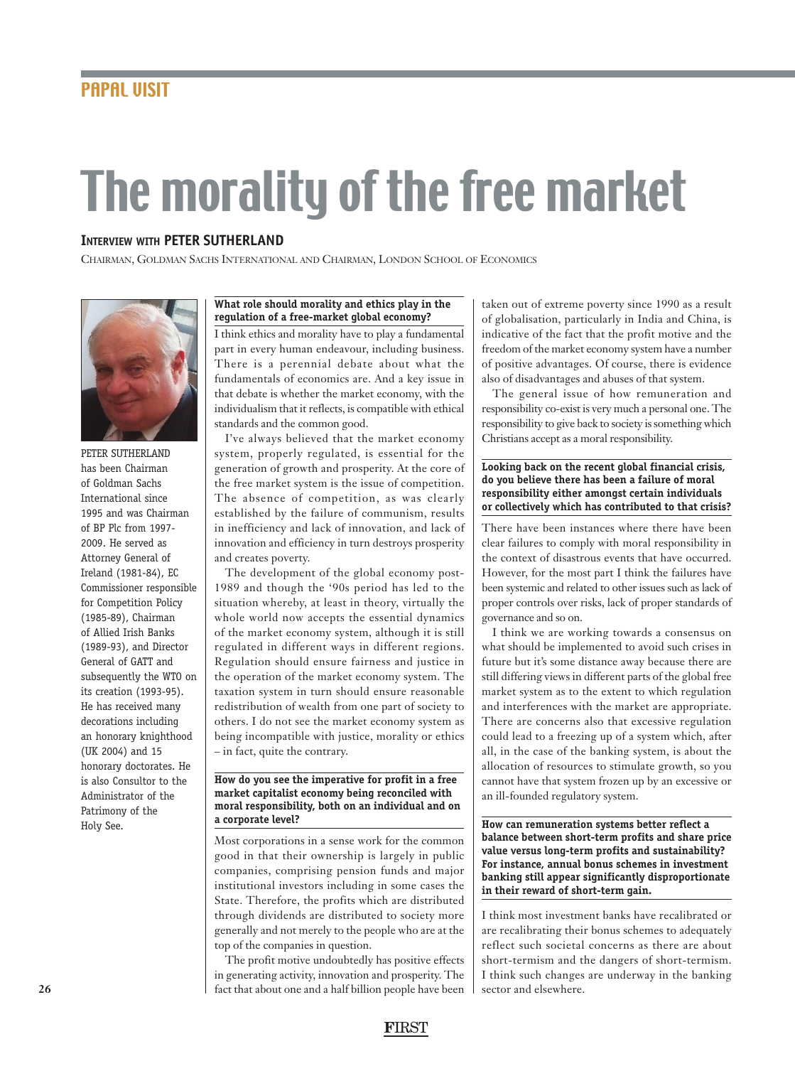PAPAL VISIT

# The morality of the free market

**INTERVIEW WITH PETER SUTHERLAND**

CHAIRMAN, GOLDMAN SACHS INTERNATIONAL AND CHAIRMAN, LONDON SCHOOL OF ECONOMICS

PETER SUTHERLAND has been Chairman of Goldman Sachs International since 1995 and was Chairman of BP Plc from 1997-2009. He served as Attorney General of Ireland (1981-84), EC Commissioner responsible for Competition Policy (1985-89), Chairman of Allied Irish Banks (1989-93), and Director General of GATT and subsequently the WTO on its creation (1993-95). He has received many decorations including an honorary knighthood (UK 2004) and 15 honorary doctorates. He is also Consultor to the Administrator of the Patrimony of the Holy See.

**What role should morality and ethics play in the regulation of a free-market global economy?**

I think ethics and morality have to play a fundamental part in every human endeavour, including business. There is a perennial debate about what the fundamentals of economics are. And a key issue in that debate is whether the market economy, with the individualism that it reflects, is compatible with ethical standards and the common good.

I've always believed that the market economy system, properly regulated, is essential for the generation of growth and prosperity. At the core of the free market system is the issue of competition. The absence of competition, as was clearly established by the failure of communism, results in inefficiency and lack of innovation, and lack of innovation and efficiency in turn destroys prosperity and creates poverty.

The development of the global economy post-1989 and though the '90s period has led to the situation whereby, at least in theory, virtually the whole world now accepts the essential dynamics of the market economy system, although it is still regulated in different ways in different regions. Regulation should ensure fairness and justice in the operation of the market economy system. The taxation system in turn should ensure reasonable redistribution of wealth from one part of society to others. I do not see the market economy system as being incompatible with justice, morality or ethics – in fact, quite the contrary.

**How do you see the imperative for profit in a free market capitalist economy being reconciled with moral responsibility, both on an individual and on a corporate level?**

Most corporations in a sense work for the common good in that their ownership is largely in public companies, comprising pension funds and major institutional investors including in some cases the State. Therefore, the profits which are distributed through dividends are distributed to society more generally and not merely to the people who are at the top of the companies in question.

The profit motive undoubtedly has positive effects in generating activity, innovation and prosperity. The fact that about one and a half billion people have been taken out of extreme poverty since 1990 as a result of globalisation, particularly in India and China, is indicative of the fact that the profit motive and the freedom of the market economy system have a number of positive advantages. Of course, there is evidence also of disadvantages and abuses of that system.

The general issue of how remuneration and responsibility co-exist is very much a personal one. The responsibility to give back to society is something which Christians accept as a moral responsibility.

**Looking back on the recent global financial crisis, do you believe there has been a failure of moral responsibility either amongst certain individuals or collectively which has contributed to that crisis?**

There have been instances where there have been clear failures to comply with moral responsibility in the context of disastrous events that have occurred. However, for the most part I think the failures have been systemic and related to other issues such as lack of proper controls over risks, lack of proper standards of governance and so on.

I think we are working towards a consensus on what should be implemented to avoid such crises in future but it's some distance away because there are still differing views in different parts of the global free market system as to the extent to which regulation and interferences with the market are appropriate. There are concerns also that excessive regulation could lead to a freezing up of a system which, after all, in the case of the banking system, is about the allocation of resources to stimulate growth, so you cannot have that system frozen up by an excessive or an ill-founded regulatory system.

**How can remuneration systems better reflect a balance between short-term profits and share price value versus long-term profits and sustainability? For instance, annual bonus schemes in investment banking still appear significantly disproportionate in their reward of short-term gain.**

I think most investment banks have recalibrated or are recalibrating their bonus schemes to adequately reflect such societal concerns as there are about short-termism and the dangers of short-termism. I think such changes are underway in the banking sector and elsewhere.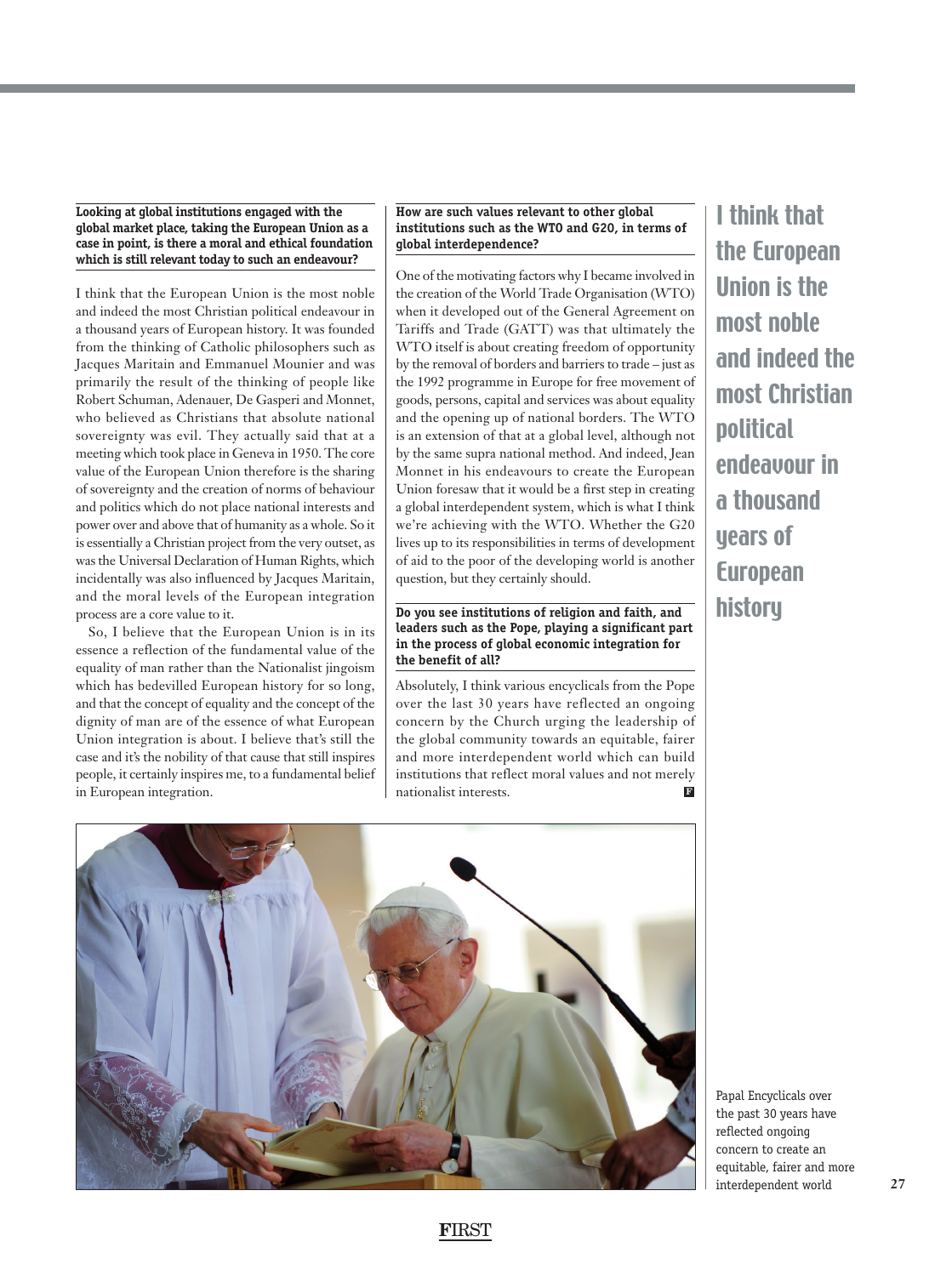**Looking at global institutions engaged with the global market place, taking the European Union as a case in point, is there a moral and ethical foundation which is still relevant today to such an endeavour?**

I think that the European Union is the most noble and indeed the most Christian political endeavour in a thousand years of European history. It was founded from the thinking of Catholic philosophers such as Jacques Maritain and Emmanuel Mounier and was primarily the result of the thinking of people like Robert Schuman, Adenauer, De Gasperi and Monnet, who believed as Christians that absolute national sovereignty was evil. They actually said that at a meeting which took place in Geneva in 1950. The core value of the European Union therefore is the sharing of sovereignty and the creation of norms of behaviour and politics which do not place national interests and power over and above that of humanity as a whole. So it is essentially a Christian project from the very outset, as was the Universal Declaration of Human Rights, which incidentally was also influenced by Jacques Maritain, and the moral levels of the European integration process are a core value to it.

So, I believe that the European Union is in its essence a reflection of the fundamental value of the equality of man rather than the Nationalist jingoism which has bedevilled European history for so long, and that the concept of equality and the concept of the dignity of man are of the essence of what European Union integration is about. I believe that's still the case and it's the nobility of that cause that still inspires people, it certainly inspires me, to a fundamental belief in European integration.

**How are such values relevant to other global institutions such as the WTO and G20, in terms of global interdependence?**

One of the motivating factors why I became involved in the creation of the World Trade Organisation (WTO) when it developed out of the General Agreement on Tariffs and Trade (GATT) was that ultimately the WTO itself is about creating freedom of opportunity by the removal of borders and barriers to trade – just as the 1992 programme in Europe for free movement of goods, persons, capital and services was about equality and the opening up of national borders. The WTO is an extension of that at a global level, although not by the same supra national method. And indeed, Jean Monnet in his endeavours to create the European Union foresaw that it would be a first step in creating a global interdependent system, which is what I think we're achieving with the WTO. Whether the G20 lives up to its responsibilities in terms of development of aid to the poor of the developing world is another question, but they certainly should.

**Do you see institutions of religion and faith, and leaders such as the Pope, playing a significant part in the process of global economic integration for the benefit of all?**

Absolutely, I think various encyclicals from the Pope over the last 30 years have reflected an ongoing concern by the Church urging the leadership of the global community towards an equitable, fairer and more interdependent world which can build institutions that reflect moral values and not merely nationalist interests.

## I think that the European Union is the most noble and indeed the most Christian political endeavour in a thousand years of European history

Papal Encyclicals over the past 30 years have reflected ongoing concern to create an equitable, fairer and more interdependent world